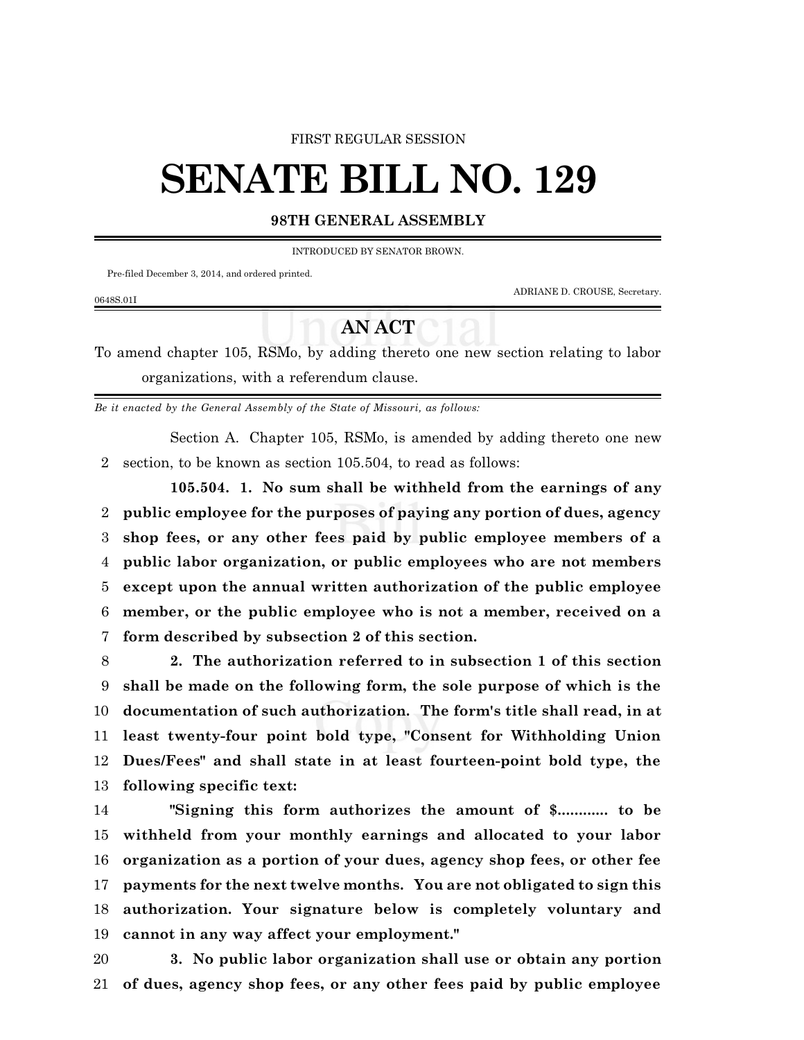FIRST REGULAR SESSION

# SENATE BILL NO. 129

## 98TH GENERAL ASSEMBLY

INTRODUCED BY SENATOR BROWN.

Pre-filed December 3, 2014, and ordered printed.

ADRIANE D. CROUSE, Secretary.

0648S.01I

## AN ACT

To amend chapter 105, RSMo, by adding thereto one new section relating to labor organizations, with a referendum clause.

*Be it enacted by the General Assembly of the State of Missouri, as follows:*

Section A. Chapter 105, RSMo, is amended by adding thereto one new section, to be known as section 105.504, to read as follows:

**105.504. 1. No sum shall be withheld from the earnings of any public employee for the purposes of paying any portion of dues, agency shop fees, or any other fees paid by public employee members of a public labor organization, or public employees who are not members except upon the annual written authorization of the public employee member, or the public employee who is not a member, received on a form described by subsection 2 of this section.**

**2. The authorization referred to in subsection 1 of this section shall be made on the following form, the sole purpose of which is the documentation of such authorization. The form's title shall read, in at least twenty-four point bold type, "Consent for Withholding Union Dues/Fees" and shall state in at least fourteen-point bold type, the following specific text:**

**"Signing this form authorizes the amount of $............ to be withheld from your monthly earnings and allocated to your labor organization as a portion of your dues, agency shop fees, or other fee payments for the next twelve months. You are not obligated to sign this authorization. Your signature below is completely voluntary and cannot in any way affect your employment."**

**3. No public labor organization shall use or obtain any portion of dues, agency shop fees, or any other fees paid by public employee**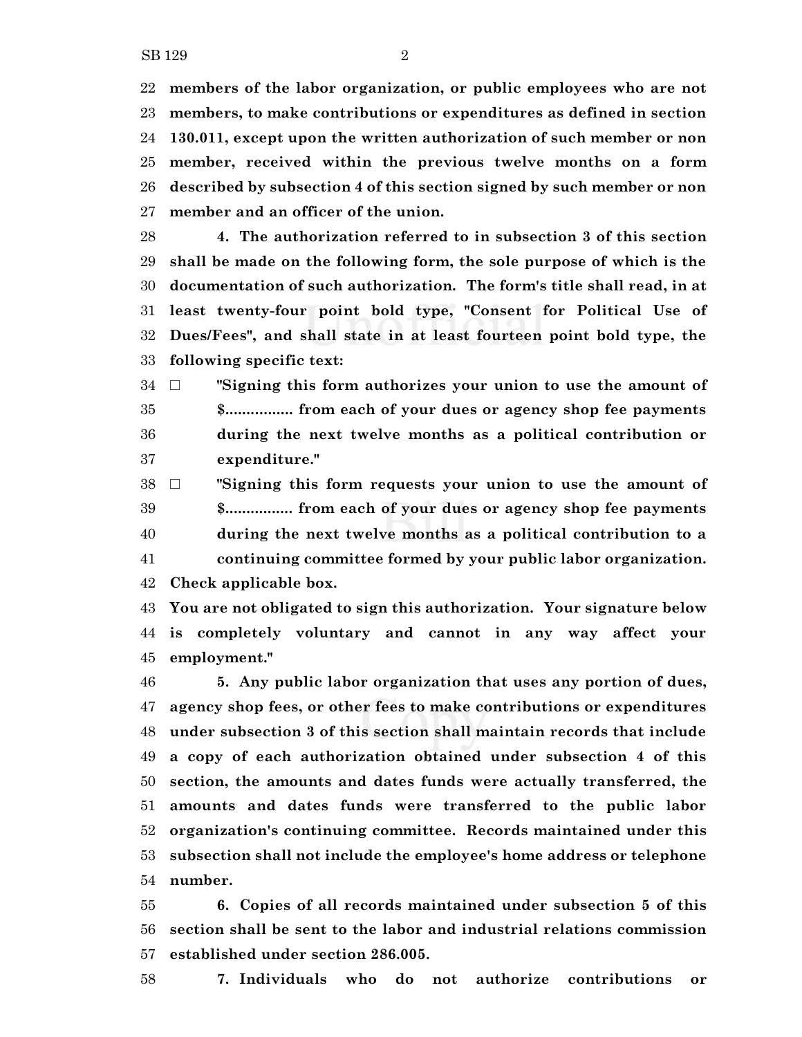**members of the labor organization, or public employees who are not members, to make contributions or expenditures as defined in section 130.011, except upon the written authorization of such member or non member, received within the previous twelve months on a form described by subsection 4 of this section signed by such member or non member and an officer of the union.**

**4. The authorization referred to in subsection 3 of this section shall be made on the following form, the sole purpose of which is the documentation of such authorization. The form's title shall read, in at least twenty-four point bold type, "Consent for Political Use of Dues/Fees", and shall state in at least fourteen point bold type, the following specific text:**

- ☐ **"Signing this form authorizes your union to use the amount of $................ from each of your dues or agency shop fee payments during the next twelve months as a political contribution or expenditure."**
- ☐ **"Signing this form requests your union to use the amount of $................ from each of your dues or agency shop fee payments during the next twelve months as a political contribution to a continuing committee formed by your public labor organization.**

**Check applicable box.**

**You are not obligated to sign this authorization. Your signature below is completely voluntary and cannot in any way affect your employment."**

**5. Any public labor organization that uses any portion of dues, agency shop fees, or other fees to make contributions or expenditures under subsection 3 of this section shall maintain records that include a copy of each authorization obtained under subsection 4 of this section, the amounts and dates funds were actually transferred, the amounts and dates funds were transferred to the public labor organization's continuing committee. Records maintained under this subsection shall not include the employee's home address or telephone number.**

**6. Copies of all records maintained under subsection 5 of this section shall be sent to the labor and industrial relations commission established under section 286.005.**

**7. Individuals who do not authorize contributions or**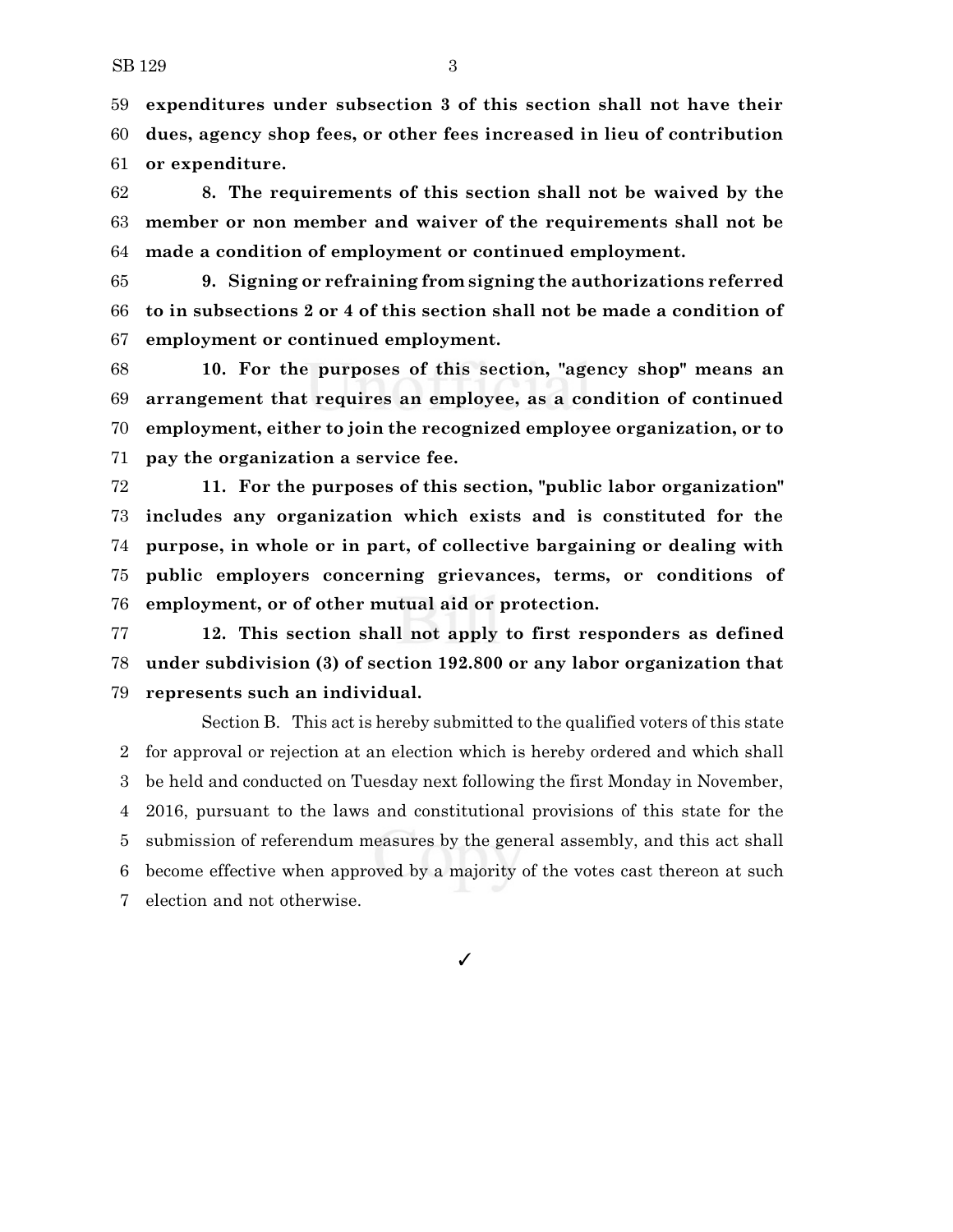**expenditures under subsection 3 of this section shall not have their dues, agency shop fees, or other fees increased in lieu of contribution or expenditure.**

**8. The requirements of this section shall not be waived by the member or non member and waiver of the requirements shall not be made a condition of employment or continued employment.**

**9. Signing or refraining from signing the authorizations referred to in subsections 2 or 4 of this section shall not be made a condition of employment or continued employment.**

**10. For the purposes of this section, "agency shop" means an arrangement that requires an employee, as a condition of continued employment, either to join the recognized employee organization, or to pay the organization a service fee.**

**11. For the purposes of this section, "public labor organization" includes any organization which exists and is constituted for the purpose, in whole or in part, of collective bargaining or dealing with public employers concerning grievances, terms, or conditions of employment, or of other mutual aid or protection.**

**12. This section shall not apply to first responders as defined under subdivision (3) of section 192.800 or any labor organization that represents such an individual.**

Section B. This act is hereby submitted to the qualified voters of this state for approval or rejection at an election which is hereby ordered and which shall be held and conducted on Tuesday next following the first Monday in November, 2016, pursuant to the laws and constitutional provisions of this state for the submission of referendum measures by the general assembly, and this act shall become effective when approved by a majority of the votes cast thereon at such election and not otherwise.

✓